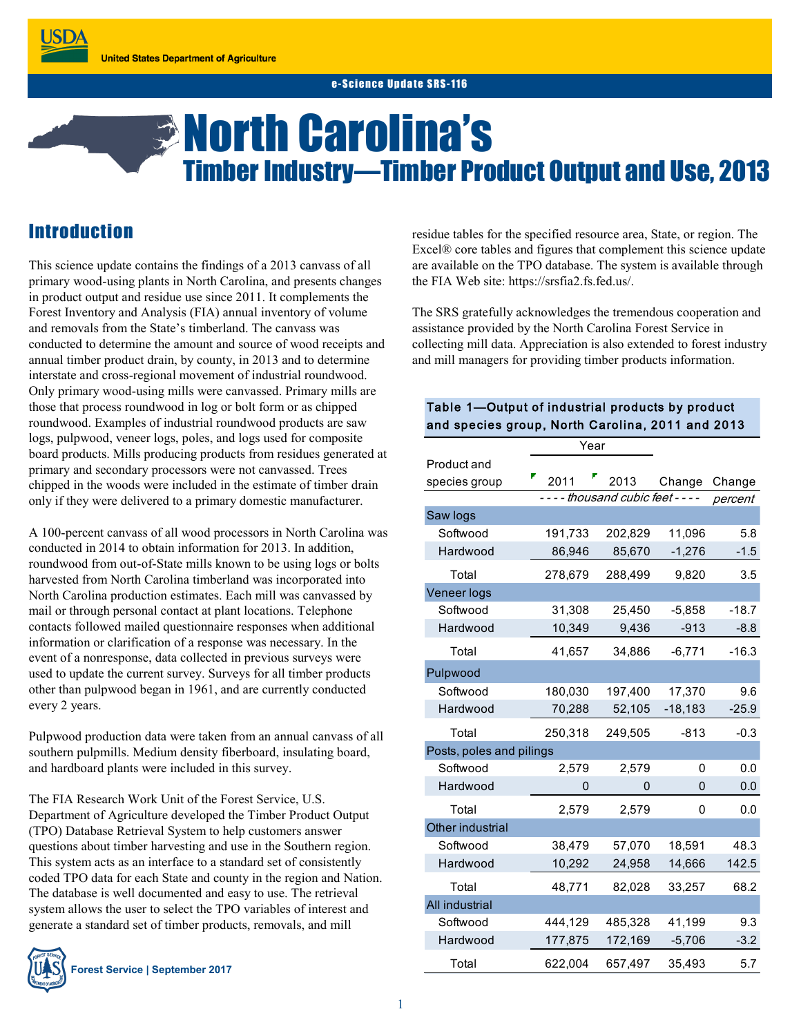United States Department of Agriculture

e-Science Update SRS-116

# North Carolina's
## Timber Industry—Timber Product Output and Use, 2013

## Introduction

This science update contains the findings of a 2013 canvass of all primary wood-using plants in North Carolina, and presents changes in product output and residue use since 2011. It complements the Forest Inventory and Analysis (FIA) annual inventory of volume and removals from the State's timberland. The canvass was conducted to determine the amount and source of wood receipts and annual timber product drain, by county, in 2013 and to determine interstate and cross-regional movement of industrial roundwood. Only primary wood-using mills were canvassed. Primary mills are those that process roundwood in log or bolt form or as chipped roundwood. Examples of industrial roundwood products are saw logs, pulpwood, veneer logs, poles, and logs used for composite board products. Mills producing products from residues generated at primary and secondary processors were not canvassed. Trees chipped in the woods were included in the estimate of timber drain only if they were delivered to a primary domestic manufacturer.

A 100-percent canvass of all wood processors in North Carolina was conducted in 2014 to obtain information for 2013. In addition, roundwood from out-of-State mills known to be using logs or bolts harvested from North Carolina timberland was incorporated into North Carolina production estimates. Each mill was canvassed by mail or through personal contact at plant locations. Telephone contacts followed mailed questionnaire responses when additional information or clarification of a response was necessary. In the event of a nonresponse, data collected in previous surveys were used to update the current survey. Surveys for all timber products other than pulpwood began in 1961, and are currently conducted every 2 years.

Pulpwood production data were taken from an annual canvass of all southern pulpmills. Medium density fiberboard, insulating board, and hardboard plants were included in this survey.

The FIA Research Work Unit of the Forest Service, U.S. Department of Agriculture developed the Timber Product Output (TPO) Database Retrieval System to help customers answer questions about timber harvesting and use in the Southern region. This system acts as an interface to a standard set of consistently coded TPO data for each State and county in the region and Nation. The database is well documented and easy to use. The retrieval system allows the user to select the TPO variables of interest and generate a standard set of timber products, removals, and mill residue tables for the specified resource area, State, or region. The Excel® core tables and figures that complement this science update are available on the TPO database. The system is available through the FIA Web site: https://srsfia2.fs.fed.us/.

The SRS gratefully acknowledges the tremendous cooperation and assistance provided by the North Carolina Forest Service in collecting mill data. Appreciation is also extended to forest industry and mill managers for providing timber products information.

**Table 1—Output of industrial products by product and species group, North Carolina, 2011 and 2013**

| Product and species group | Year 2011 | Year 2013 | Change | Change |
|---|---|---|---|---|
| | *thousand cubic feet* | | | *percent* |
| **Saw logs** | | | | |
| Softwood | 191,733 | 202,829 | 11,096 | 5.8 |
| Hardwood | 86,946 | 85,670 | -1,276 | -1.5 |
| Total | 278,679 | 288,499 | 9,820 | 3.5 |
| **Veneer logs** | | | | |
| Softwood | 31,308 | 25,450 | -5,858 | -18.7 |
| Hardwood | 10,349 | 9,436 | -913 | -8.8 |
| Total | 41,657 | 34,886 | -6,771 | -16.3 |
| **Pulpwood** | | | | |
| Softwood | 180,030 | 197,400 | 17,370 | 9.6 |
| Hardwood | 70,288 | 52,105 | -18,183 | -25.9 |
| Total | 250,318 | 249,505 | -813 | -0.3 |
| **Posts, poles and pilings** | | | | |
| Softwood | 2,579 | 2,579 | 0 | 0.0 |
| Hardwood | 0 | 0 | 0 | 0.0 |
| Total | 2,579 | 2,579 | 0 | 0.0 |
| **Other industrial** | | | | |
| Softwood | 38,479 | 57,070 | 18,591 | 48.3 |
| Hardwood | 10,292 | 24,958 | 14,666 | 142.5 |
| Total | 48,771 | 82,028 | 33,257 | 68.2 |
| **All industrial** | | | | |
| Softwood | 444,129 | 485,328 | 41,199 | 9.3 |
| Hardwood | 177,875 | 172,169 | -5,706 | -3.2 |
| Total | 622,004 | 657,497 | 35,493 | 5.7 |

Forest Service | September 2017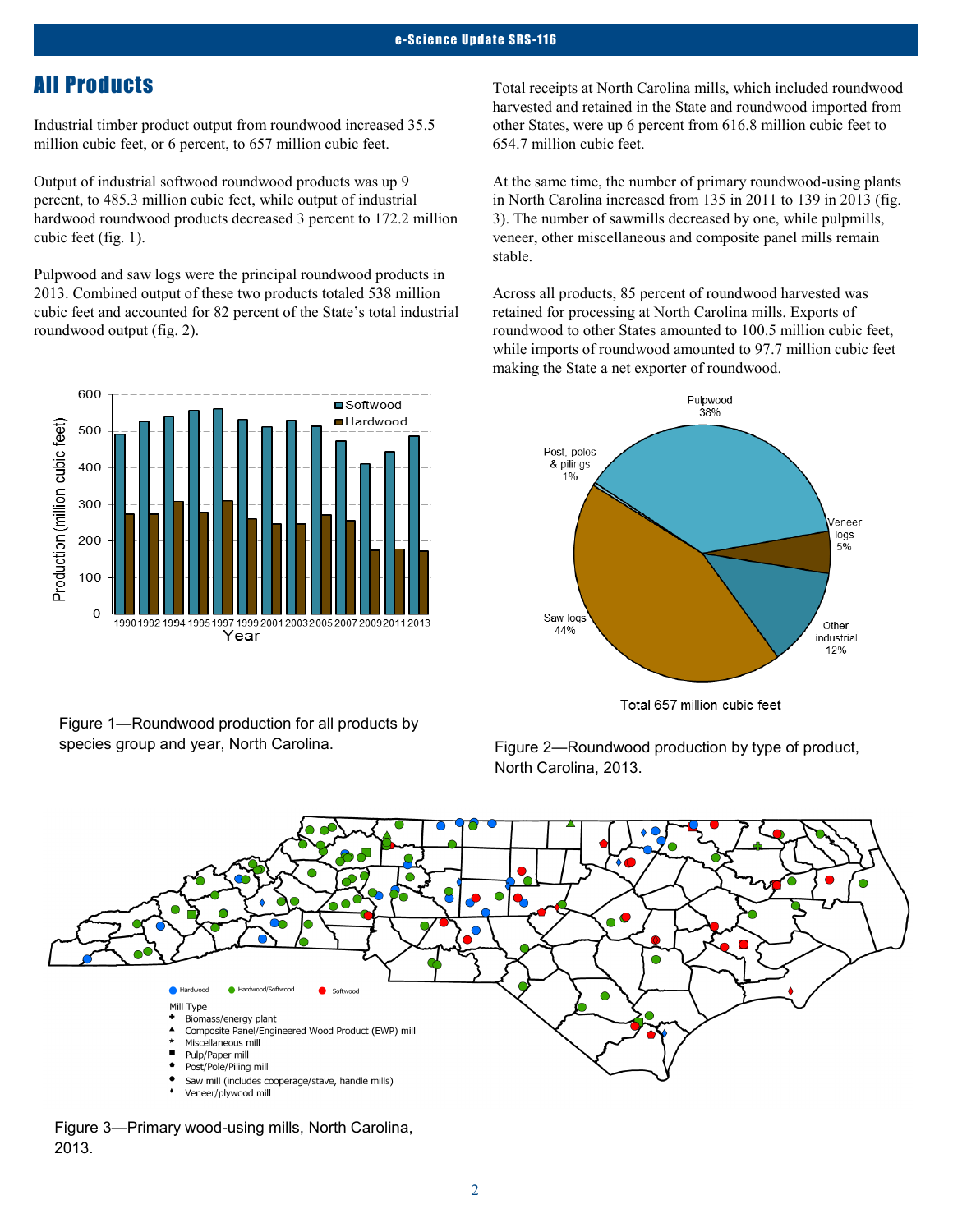## All Products

Industrial timber product output from roundwood increased 35.5 million cubic feet, or 6 percent, to 657 million cubic feet.

Output of industrial softwood roundwood products was up 9 percent, to 485.3 million cubic feet, while output of industrial hardwood roundwood products decreased 3 percent to 172.2 million cubic feet (fig. 1).

Pulpwood and saw logs were the principal roundwood products in 2013. Combined output of these two products totaled 538 million cubic feet and accounted for 82 percent of the State's total industrial roundwood output (fig. 2).

Total receipts at North Carolina mills, which included roundwood harvested and retained in the State and roundwood imported from other States, were up 6 percent from 616.8 million cubic feet to 654.7 million cubic feet.

At the same time, the number of primary roundwood-using plants in North Carolina increased from 135 in 2011 to 139 in 2013 (fig. 3). The number of sawmills decreased by one, while pulpmills, veneer, other miscellaneous and composite panel mills remain stable.

Across all products, 85 percent of roundwood harvested was retained for processing at North Carolina mills. Exports of roundwood to other States amounted to 100.5 million cubic feet, while imports of roundwood amounted to 97.7 million cubic feet making the State a net exporter of roundwood.

Figure 1—Roundwood production for all products by species group and year, North Carolina.

Total 657 million cubic feet

Figure 2—Roundwood production by type of product, North Carolina, 2013.

Figure 3—Primary wood-using mills, North Carolina, 2013.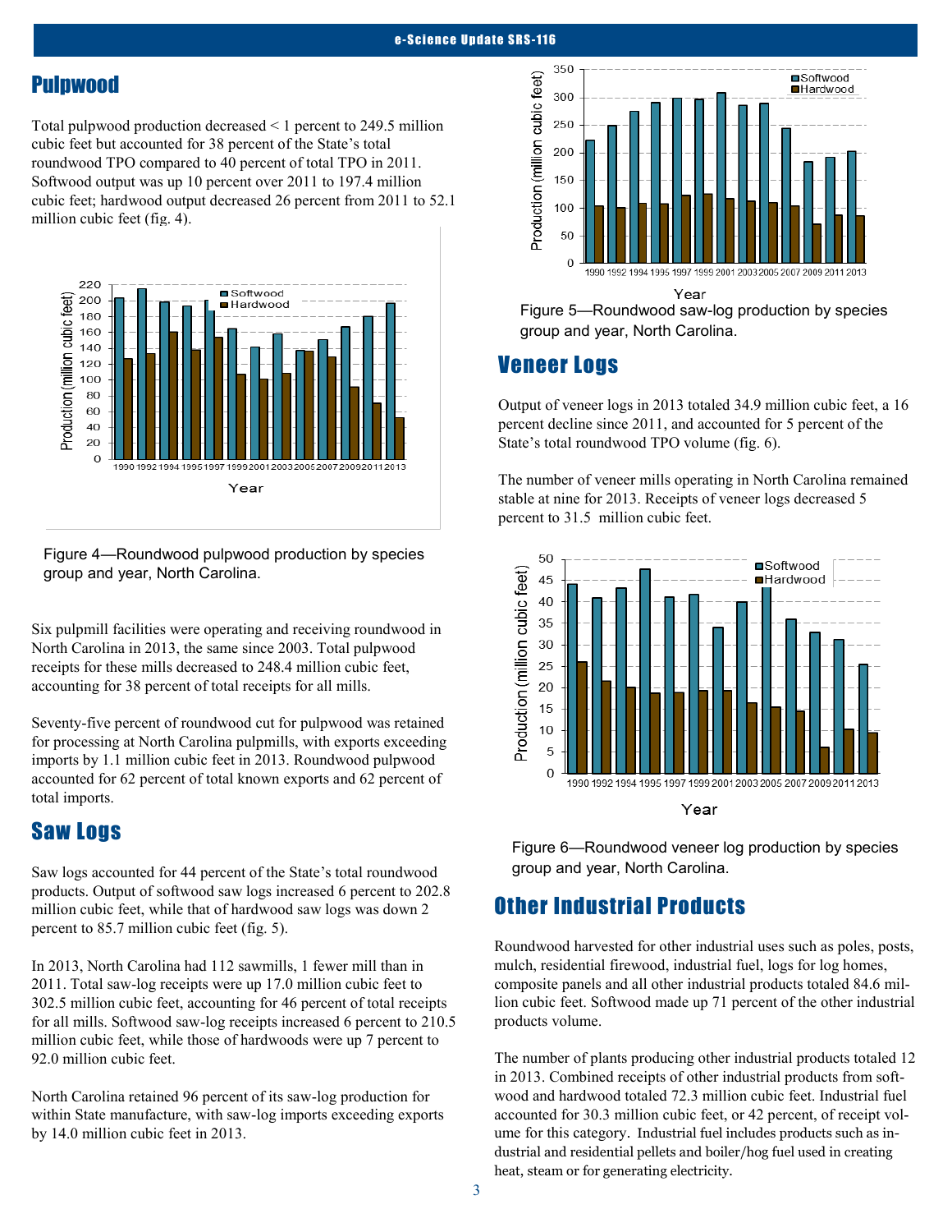## Pulpwood

Total pulpwood production decreased < 1 percent to 249.5 million cubic feet but accounted for 38 percent of the State's total roundwood TPO compared to 40 percent of total TPO in 2011. Softwood output was up 10 percent over 2011 to 197.4 million cubic feet; hardwood output decreased 26 percent from 2011 to 52.1 million cubic feet (fig. 4).

Figure 4—Roundwood pulpwood production by species group and year, North Carolina.

Six pulpmill facilities were operating and receiving roundwood in North Carolina in 2013, the same since 2003. Total pulpwood receipts for these mills decreased to 248.4 million cubic feet, accounting for 38 percent of total receipts for all mills.

Seventy-five percent of roundwood cut for pulpwood was retained for processing at North Carolina pulpmills, with exports exceeding imports by 1.1 million cubic feet in 2013. Roundwood pulpwood accounted for 62 percent of total known exports and 62 percent of total imports.

## Saw Logs

Saw logs accounted for 44 percent of the State's total roundwood products. Output of softwood saw logs increased 6 percent to 202.8 million cubic feet, while that of hardwood saw logs was down 2 percent to 85.7 million cubic feet (fig. 5).

In 2013, North Carolina had 112 sawmills, 1 fewer mill than in 2011. Total saw-log receipts were up 17.0 million cubic feet to 302.5 million cubic feet, accounting for 46 percent of total receipts for all mills. Softwood saw-log receipts increased 6 percent to 210.5 million cubic feet, while those of hardwoods were up 7 percent to 92.0 million cubic feet.

North Carolina retained 96 percent of its saw-log production for within State manufacture, with saw-log imports exceeding exports by 14.0 million cubic feet in 2013.

Figure 5—Roundwood saw-log production by species group and year, North Carolina.

## Veneer Logs

Output of veneer logs in 2013 totaled 34.9 million cubic feet, a 16 percent decline since 2011, and accounted for 5 percent of the State's total roundwood TPO volume (fig. 6).

The number of veneer mills operating in North Carolina remained stable at nine for 2013. Receipts of veneer logs decreased 5 percent to 31.5 million cubic feet.

Figure 6—Roundwood veneer log production by species group and year, North Carolina.

## Other Industrial Products

Roundwood harvested for other industrial uses such as poles, posts, mulch, residential firewood, industrial fuel, logs for log homes, composite panels and all other industrial products totaled 84.6 million cubic feet. Softwood made up 71 percent of the other industrial products volume.

The number of plants producing other industrial products totaled 12 in 2013. Combined receipts of other industrial products from softwood and hardwood totaled 72.3 million cubic feet. Industrial fuel accounted for 30.3 million cubic feet, or 42 percent, of receipt volume for this category. Industrial fuel includes products such as industrial and residential pellets and boiler/hog fuel used in creating heat, steam or for generating electricity.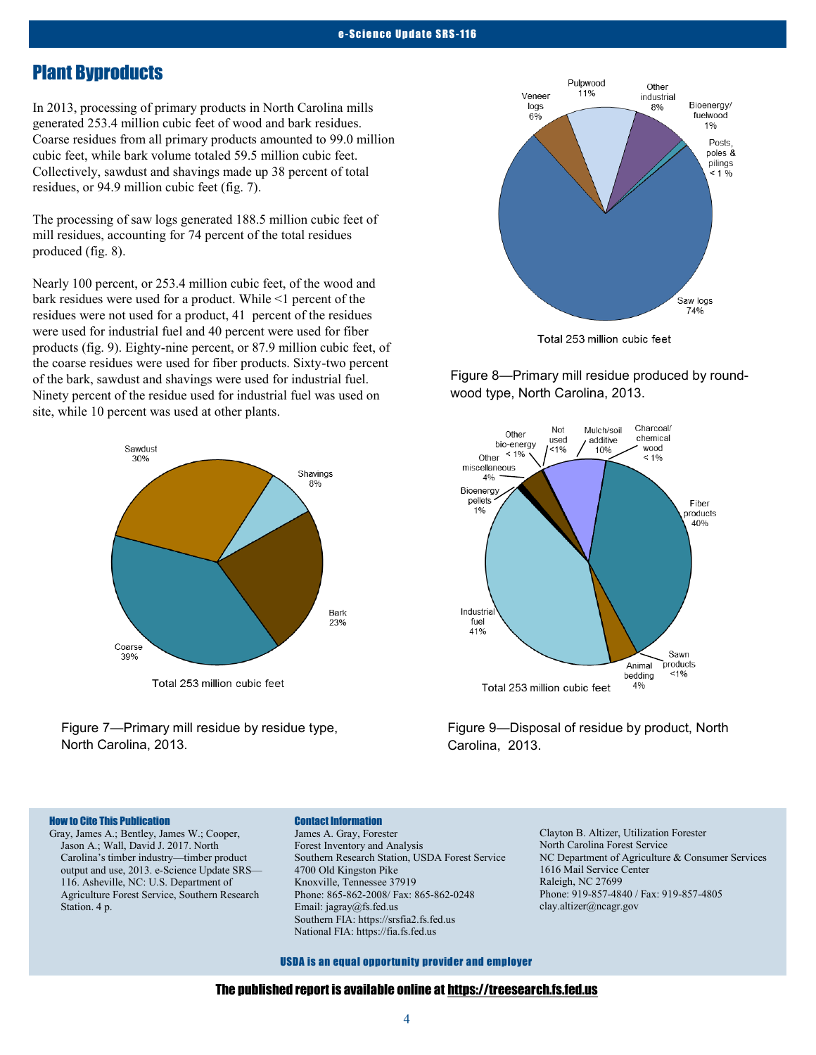## Plant Byproducts

In 2013, processing of primary products in North Carolina mills generated 253.4 million cubic feet of wood and bark residues. Coarse residues from all primary products amounted to 99.0 million cubic feet, while bark volume totaled 59.5 million cubic feet. Collectively, sawdust and shavings made up 38 percent of total residues, or 94.9 million cubic feet (fig. 7).

The processing of saw logs generated 188.5 million cubic feet of mill residues, accounting for 74 percent of the total residues produced (fig. 8).

Nearly 100 percent, or 253.4 million cubic feet, of the wood and bark residues were used for a product. While <1 percent of the residues were not used for a product, 41 percent of the residues were used for industrial fuel and 40 percent were used for fiber products (fig. 9). Eighty-nine percent, or 87.9 million cubic feet, of the coarse residues were used for fiber products. Sixty-two percent of the bark, sawdust and shavings were used for industrial fuel. Ninety percent of the residue used for industrial fuel was used on site, while 10 percent was used at other plants.

Sawdust 30%
Shavings 8%
Bark 23%
Coarse 39%
Total 253 million cubic feet

Figure 7—Primary mill residue by residue type, North Carolina, 2013.

Pulpwood 11%
Veneer logs 6%
Other industrial 8%
Bioenergy/ fuelwood 1%
Posts, poles & pilings < 1 %
Saw logs 74%
Total 253 million cubic feet

Figure 8—Primary mill residue produced by roundwood type, North Carolina, 2013.

Other bio-energy < 1%
Not used <1%
Mulch/soil additive 10%
Charcoal/ chemical wood < 1%
Other miscellaneous 4%
Bioenergy pellets 1%
Fiber products 40%
Industrial fuel 41%
Sawn products <1%
Animal bedding 4%
Total 253 million cubic feet

Figure 9—Disposal of residue by product, North Carolina, 2013.

### How to Cite This Publication

Gray, James A.; Bentley, James W.; Cooper, Jason A.; Wall, David J. 2017. North Carolina's timber industry—timber product output and use, 2013. e-Science Update SRS—116. Asheville, NC: U.S. Department of Agriculture Forest Service, Southern Research Station. 4 p.

### Contact Information

James A. Gray, Forester
Forest Inventory and Analysis
Southern Research Station, USDA Forest Service
4700 Old Kingston Pike
Knoxville, Tennessee 37919
Phone: 865-862-2008/ Fax: 865-862-0248
Email: jagray@fs.fed.us
Southern FIA: https://srsfia2.fs.fed.us
National FIA: https://fia.fs.fed.us

Clayton B. Altizer, Utilization Forester
North Carolina Forest Service
NC Department of Agriculture & Consumer Services
1616 Mail Service Center
Raleigh, NC 27699
Phone: 919-857-4840 / Fax: 919-857-4805
clay.altizer@ncagr.gov

**USDA is an equal opportunity provider and employer**

**The published report is available online at https://treesearch.fs.fed.us**